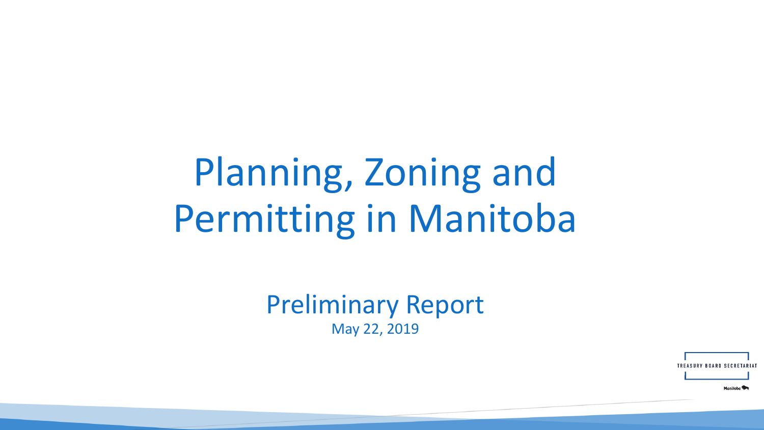# Planning, Zoning and Permitting in Manitoba

## Preliminary Report

May 22, 2019

TREASURY BOARD SECRETARIAT

Manitoba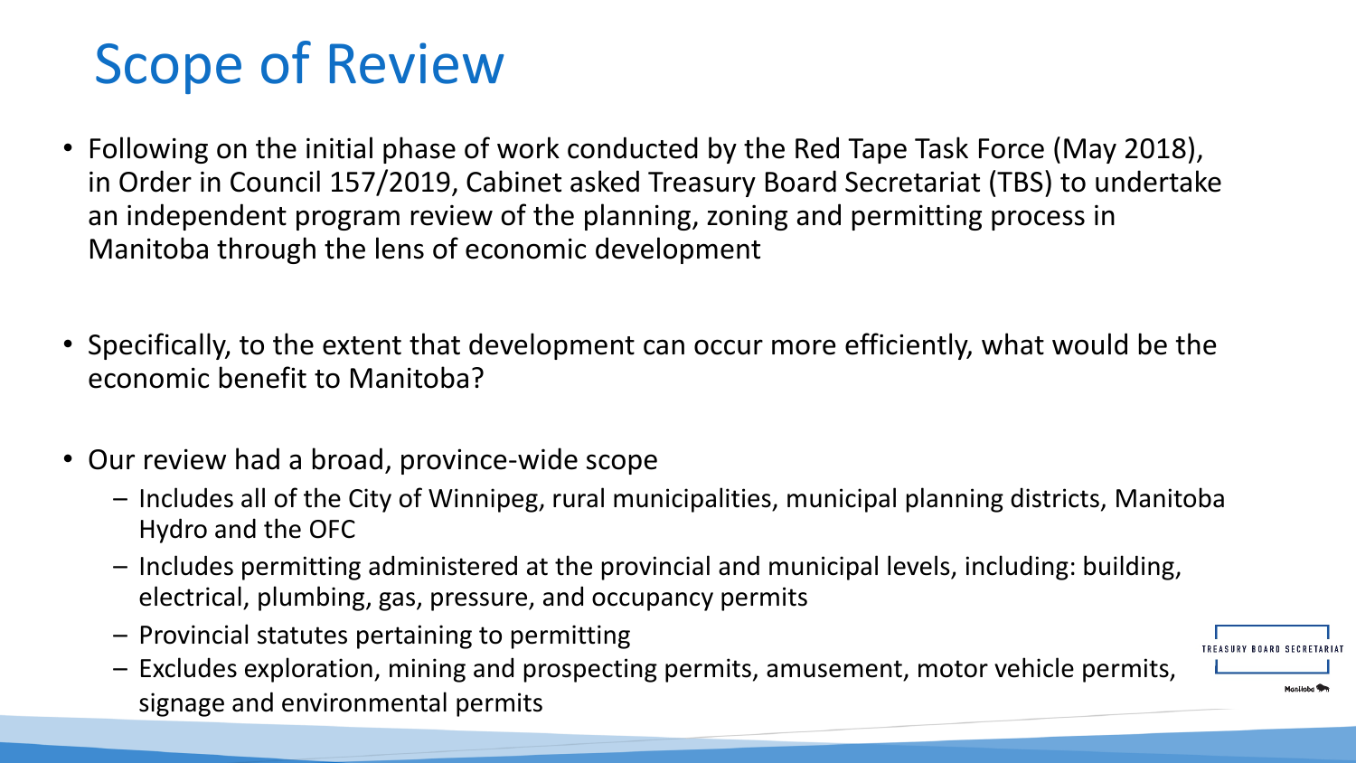# Scope of Review

- Following on the initial phase of work conducted by the Red Tape Task Force (May 2018), in Order in Council 157/2019, Cabinet asked Treasury Board Secretariat (TBS) to undertake an independent program review of the planning, zoning and permitting process in Manitoba through the lens of economic development
- Specifically, to the extent that development can occur more efficiently, what would be the economic benefit to Manitoba?
- Our review had a broad, province-wide scope
  - Includes all of the City of Winnipeg, rural municipalities, municipal planning districts, Manitoba Hydro and the OFC
  - Includes permitting administered at the provincial and municipal levels, including: building, electrical, plumbing, gas, pressure, and occupancy permits
  - Provincial statutes pertaining to permitting
  - Excludes exploration, mining and prospecting permits, amusement, motor vehicle permits, signage and environmental permits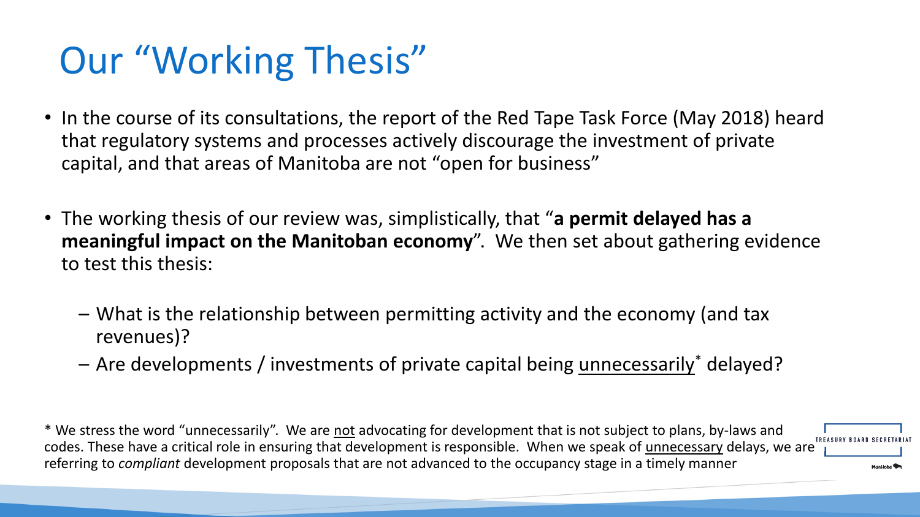# Our "Working Thesis"

- In the course of its consultations, the report of the Red Tape Task Force (May 2018) heard that regulatory systems and processes actively discourage the investment of private capital, and that areas of Manitoba are not "open for business"
- The working thesis of our review was, simplistically, that "**a permit delayed has a meaningful impact on the Manitoban economy**". We then set about gathering evidence to test this thesis:
  - What is the relationship between permitting activity and the economy (and tax revenues)?
  - Are developments / investments of private capital being <u>unnecessarily</u>* delayed?

* We stress the word "unnecessarily". We are <u>not</u> advocating for development that is not subject to plans, by-laws and codes. These have a critical role in ensuring that development is responsible. When we speak of <u>unnecessary</u> delays, we are referring to *compliant* development proposals that are not advanced to the occupancy stage in a timely manner

TREASURY BOARD SECRETARIAT

Manitoba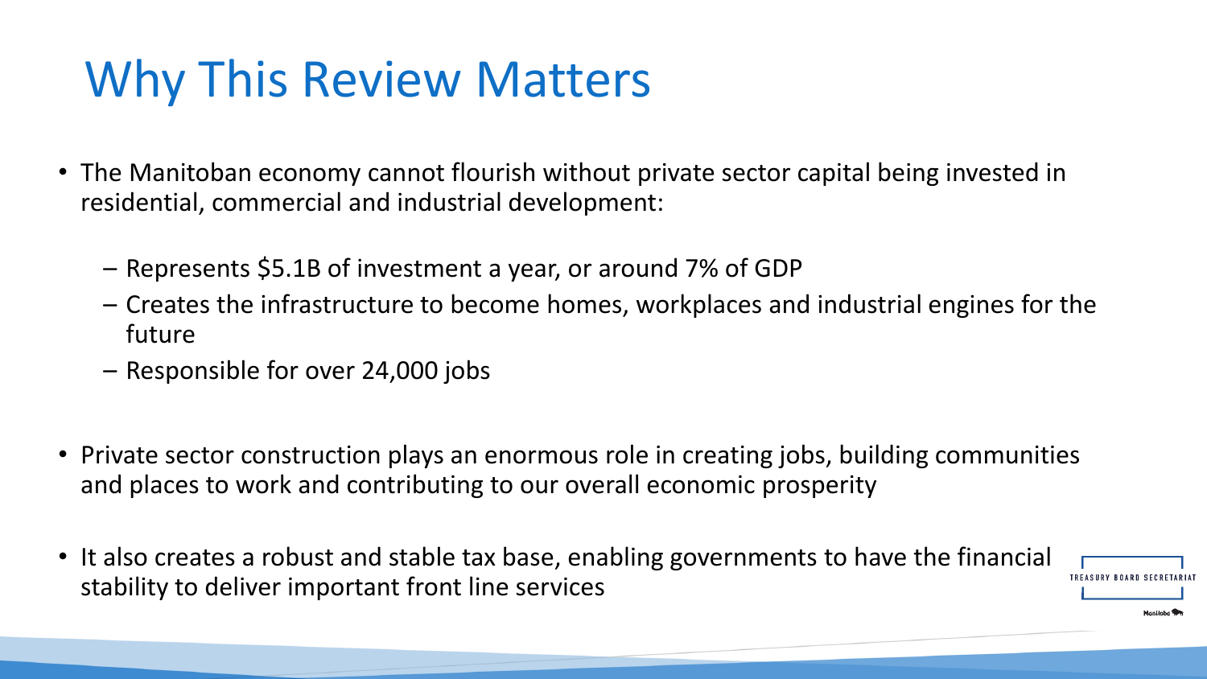# Why This Review Matters

- The Manitoban economy cannot flourish without private sector capital being invested in residential, commercial and industrial development:
  - Represents $5.1B of investment a year, or around 7% of GDP
  - Creates the infrastructure to become homes, workplaces and industrial engines for the future
  - Responsible for over 24,000 jobs

- Private sector construction plays an enormous role in creating jobs, building communities and places to work and contributing to our overall economic prosperity

- It also creates a robust and stable tax base, enabling governments to have the financial stability to deliver important front line services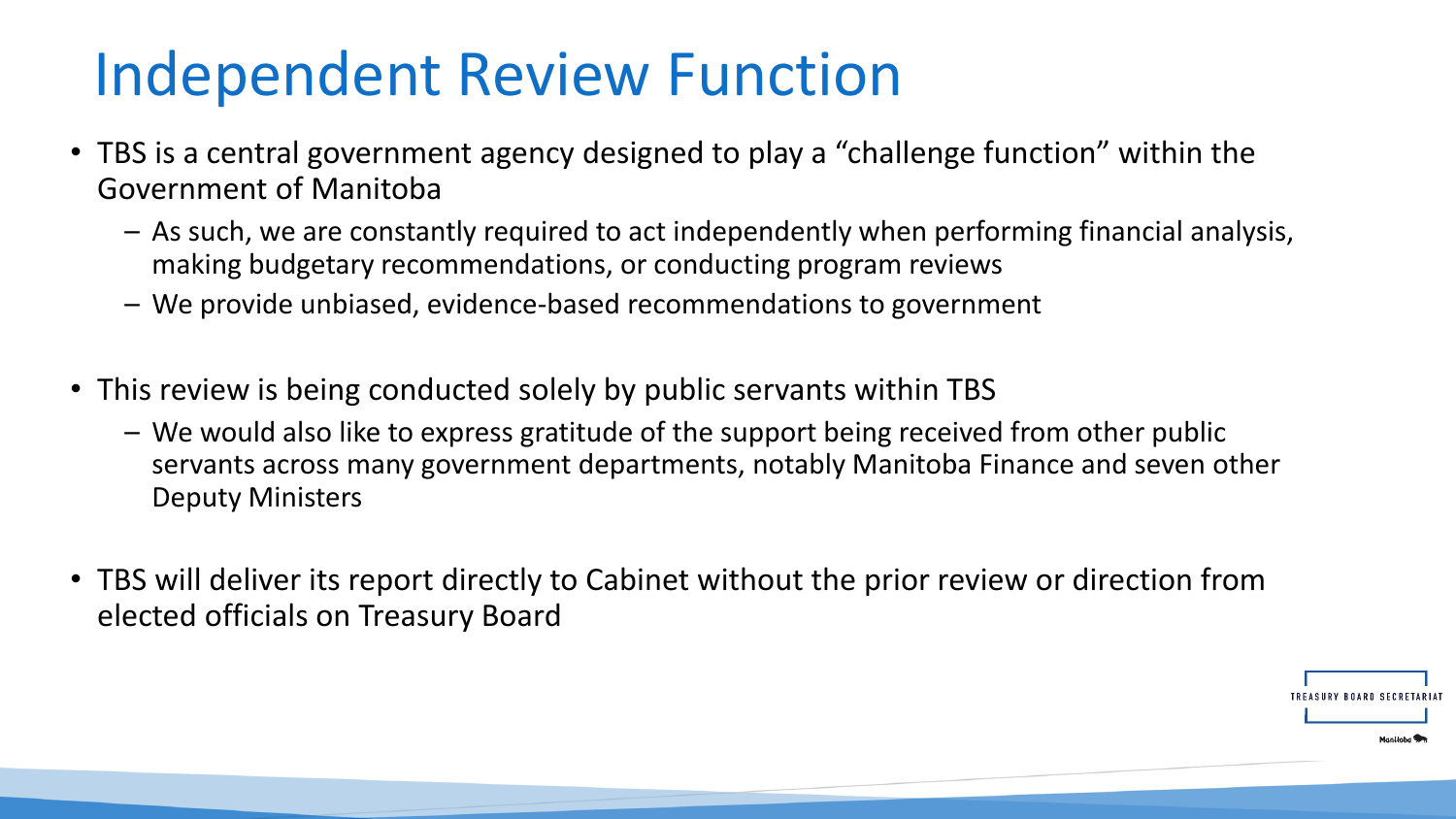# Independent Review Function

- TBS is a central government agency designed to play a “challenge function” within the Government of Manitoba
  - As such, we are constantly required to act independently when performing financial analysis, making budgetary recommendations, or conducting program reviews
  - We provide unbiased, evidence-based recommendations to government
- This review is being conducted solely by public servants within TBS
  - We would also like to express gratitude of the support being received from other public servants across many government departments, notably Manitoba Finance and seven other Deputy Ministers
- TBS will deliver its report directly to Cabinet without the prior review or direction from elected officials on Treasury Board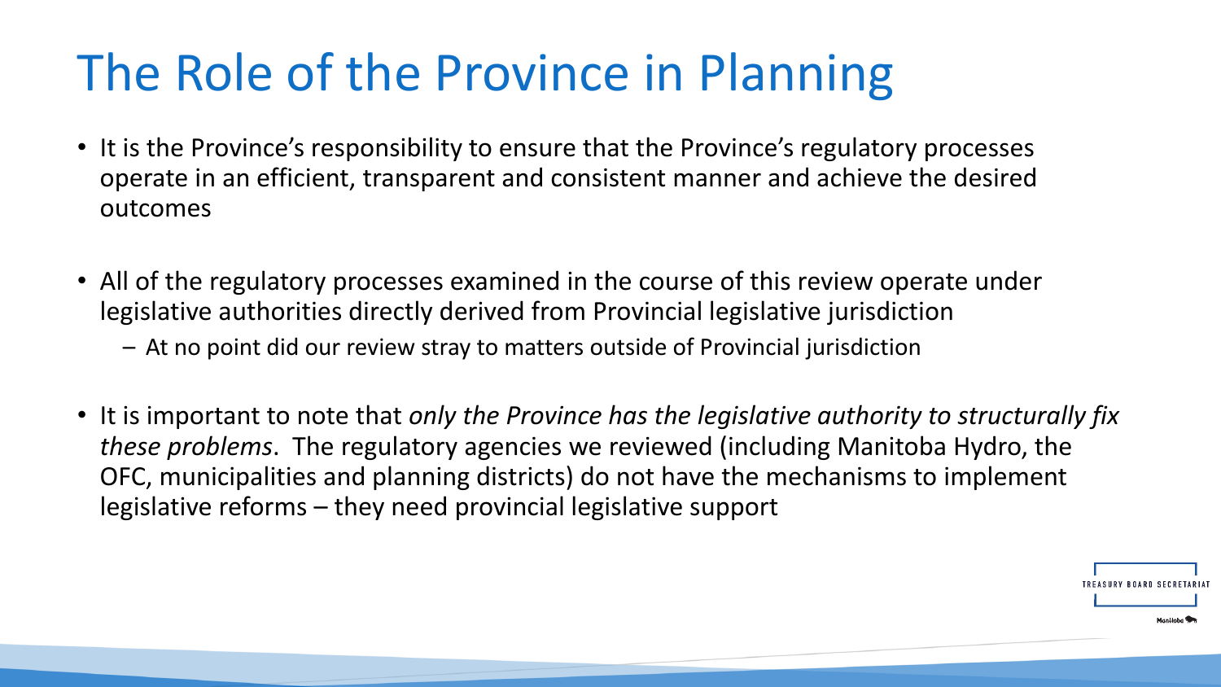# The Role of the Province in Planning

- It is the Province's responsibility to ensure that the Province's regulatory processes operate in an efficient, transparent and consistent manner and achieve the desired outcomes

- All of the regulatory processes examined in the course of this review operate under legislative authorities directly derived from Provincial legislative jurisdiction
  - At no point did our review stray to matters outside of Provincial jurisdiction

- It is important to note that *only the Province has the legislative authority to structurally fix these problems*. The regulatory agencies we reviewed (including Manitoba Hydro, the OFC, municipalities and planning districts) do not have the mechanisms to implement legislative reforms – they need provincial legislative support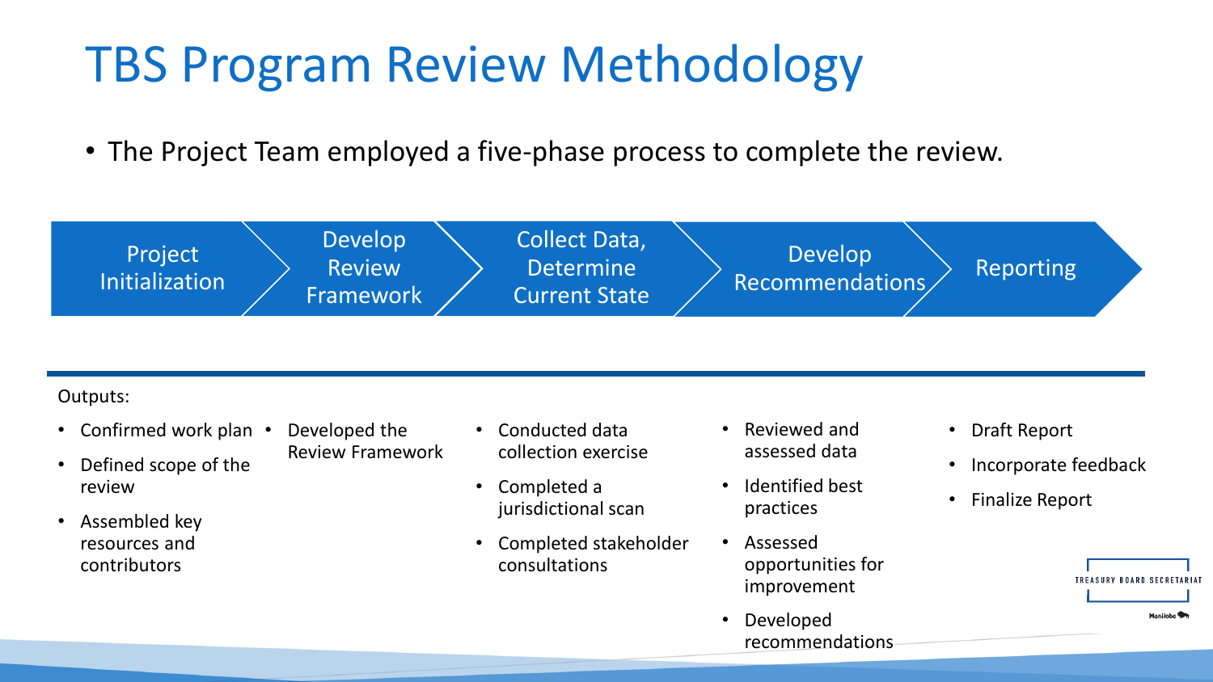# TBS Program Review Methodology

- The Project Team employed a five-phase process to complete the review.

| Project Initialization | Develop Review Framework | Collect Data, Determine Current State | Develop Recommendations | Reporting |
|---|---|---|---|---|
| • Confirmed work plan<br>• Defined scope of the review<br>• Assembled key resources and contributors | • Developed the Review Framework | • Conducted data collection exercise<br>• Completed a jurisdictional scan<br>• Completed stakeholder consultations | • Reviewed and assessed data<br>• Identified best practices<br>• Assessed opportunities for improvement<br>• Developed recommendations | • Draft Report<br>• Incorporate feedback<br>• Finalize Report |

Outputs:

**Project Initialization**

- Confirmed work plan
- Defined scope of the review
- Assembled key resources and contributors

**Develop Review Framework**

- Developed the Review Framework

**Collect Data, Determine Current State**

- Conducted data collection exercise
- Completed a jurisdictional scan
- Completed stakeholder consultations

**Develop Recommendations**

- Reviewed and assessed data
- Identified best practices
- Assessed opportunities for improvement
- Developed recommendations

**Reporting**

- Draft Report
- Incorporate feedback
- Finalize Report

TREASURY BOARD SECRETARIAT

Manitoba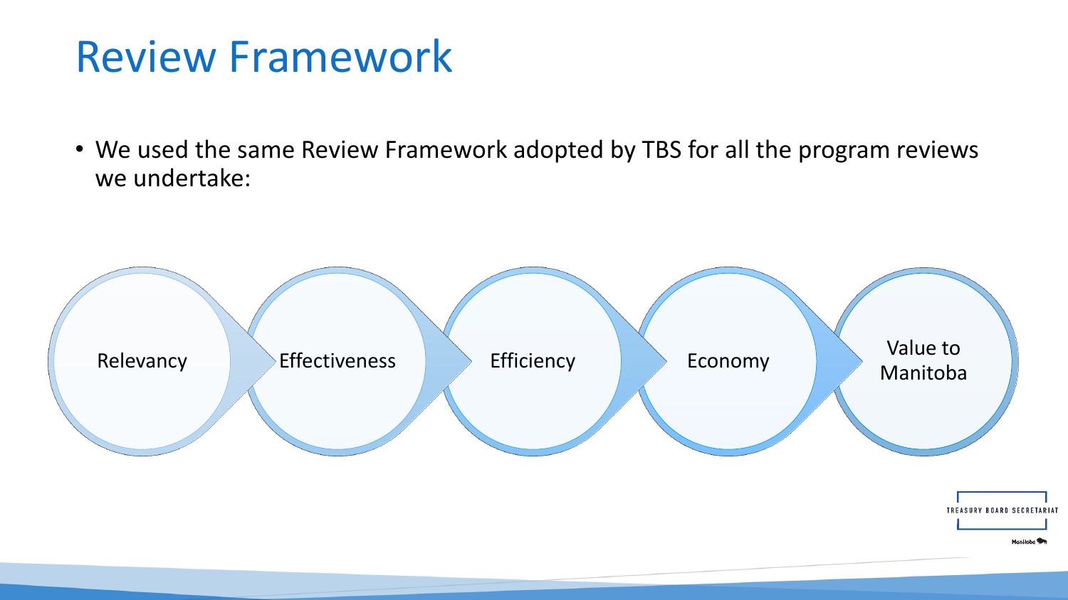# Review Framework

- We used the same Review Framework adopted by TBS for all the program reviews we undertake:

Relevancy → Effectiveness → Efficiency → Economy → Value to Manitoba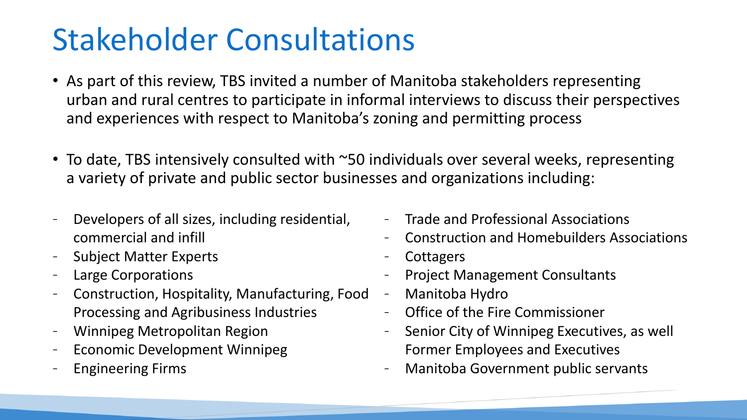# Stakeholder Consultations

- As part of this review, TBS invited a number of Manitoba stakeholders representing urban and rural centres to participate in informal interviews to discuss their perspectives and experiences with respect to Manitoba's zoning and permitting process

- To date, TBS intensively consulted with ~50 individuals over several weeks, representing a variety of private and public sector businesses and organizations including:

  - Developers of all sizes, including residential, commercial and infill
  - Subject Matter Experts
  - Large Corporations
  - Construction, Hospitality, Manufacturing, Food Processing and Agribusiness Industries
  - Winnipeg Metropolitan Region
  - Economic Development Winnipeg
  - Engineering Firms
  - Trade and Professional Associations
  - Construction and Homebuilders Associations
  - Cottagers
  - Project Management Consultants
  - Manitoba Hydro
  - Office of the Fire Commissioner
  - Senior City of Winnipeg Executives, as well Former Employees and Executives
  - Manitoba Government public servants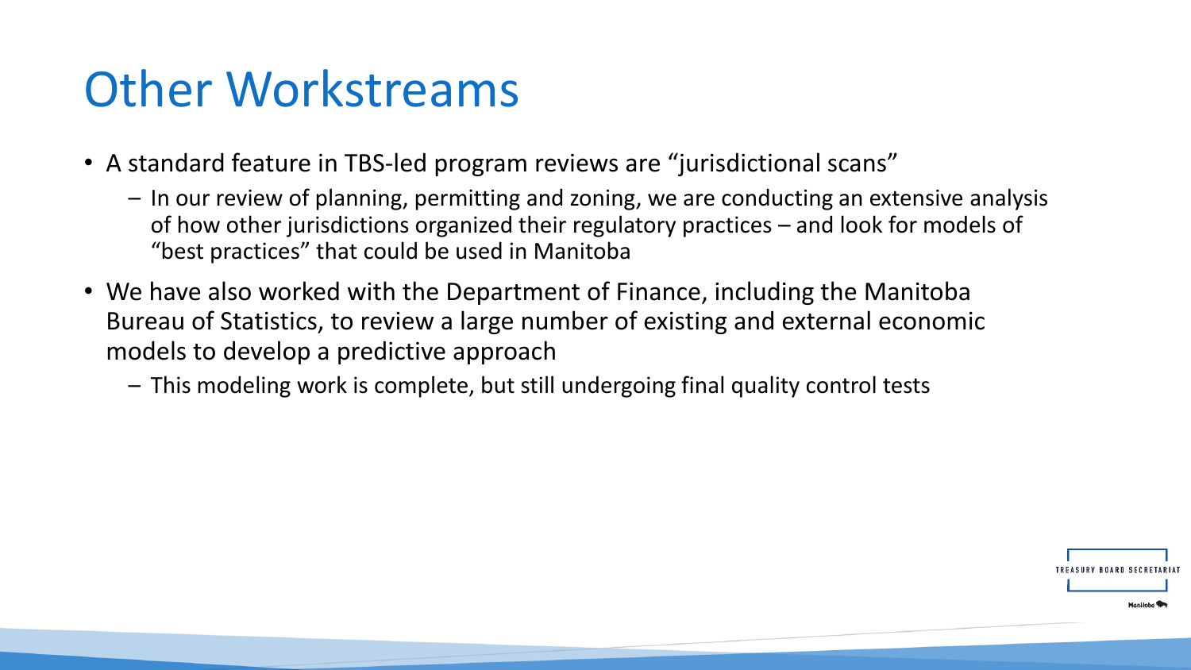# Other Workstreams

- A standard feature in TBS-led program reviews are "jurisdictional scans"
  - In our review of planning, permitting and zoning, we are conducting an extensive analysis of how other jurisdictions organized their regulatory practices – and look for models of "best practices" that could be used in Manitoba
- We have also worked with the Department of Finance, including the Manitoba Bureau of Statistics, to review a large number of existing and external economic models to develop a predictive approach
  - This modeling work is complete, but still undergoing final quality control tests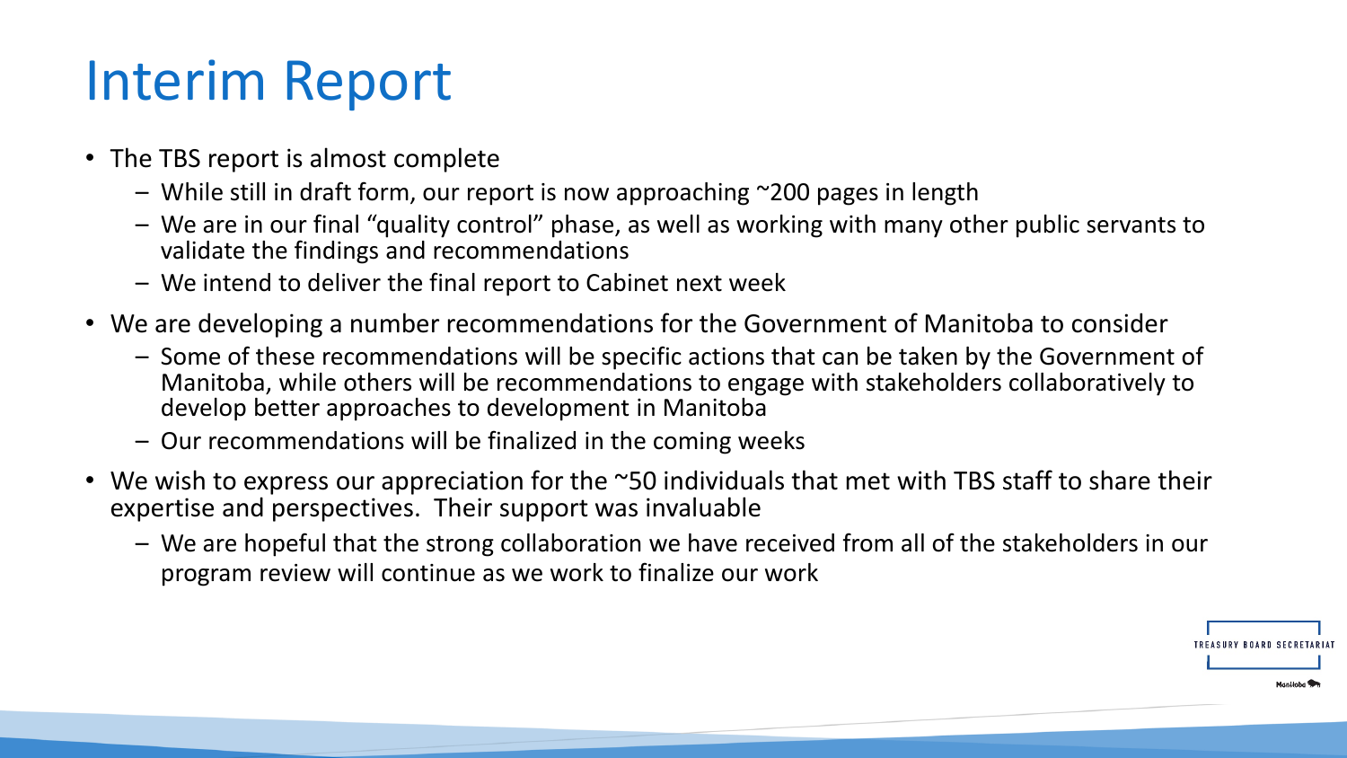# Interim Report

- The TBS report is almost complete
  - While still in draft form, our report is now approaching ~200 pages in length
  - We are in our final "quality control" phase, as well as working with many other public servants to validate the findings and recommendations
  - We intend to deliver the final report to Cabinet next week
- We are developing a number recommendations for the Government of Manitoba to consider
  - Some of these recommendations will be specific actions that can be taken by the Government of Manitoba, while others will be recommendations to engage with stakeholders collaboratively to develop better approaches to development in Manitoba
  - Our recommendations will be finalized in the coming weeks
- We wish to express our appreciation for the ~50 individuals that met with TBS staff to share their expertise and perspectives. Their support was invaluable
  - We are hopeful that the strong collaboration we have received from all of the stakeholders in our program review will continue as we work to finalize our work

TREASURY BOARD SECRETARIAT

Manitoba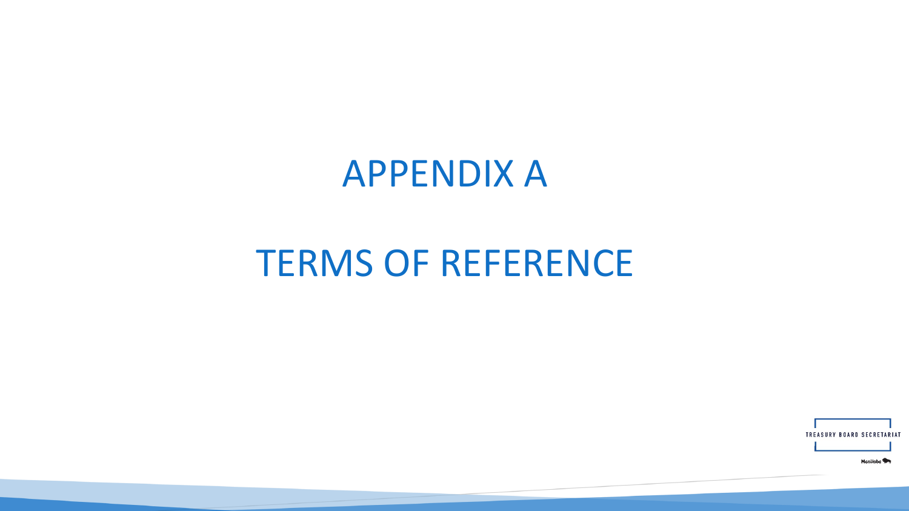# APPENDIX A

# TERMS OF REFERENCE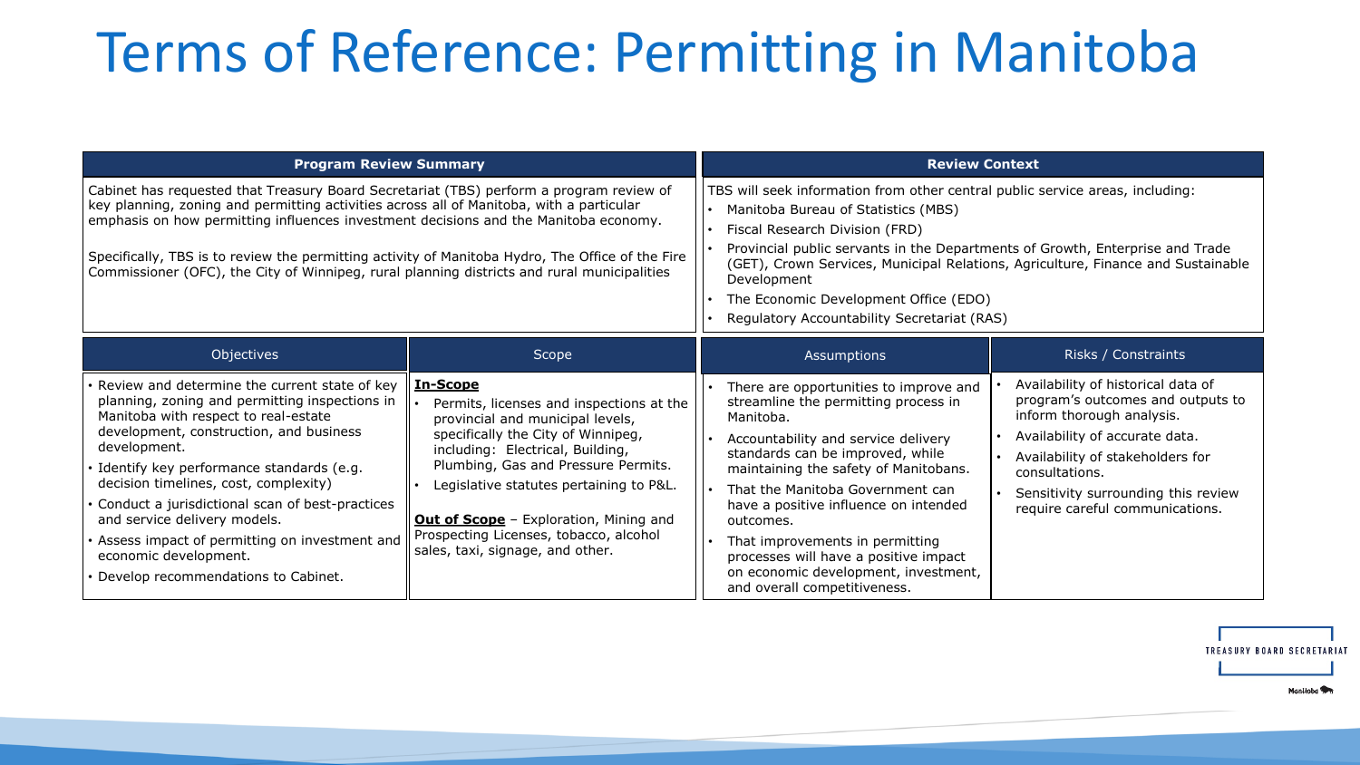# Terms of Reference: Permitting in Manitoba

| Program Review Summary | Review Context |
| --- | --- |
| Cabinet has requested that Treasury Board Secretariat (TBS) perform a program review of key planning, zoning and permitting activities across all of Manitoba, with a particular emphasis on how permitting influences investment decisions and the Manitoba economy.<br><br>Specifically, TBS is to review the permitting activity of Manitoba Hydro, The Office of the Fire Commissioner (OFC), the City of Winnipeg, rural planning districts and rural municipalities | TBS will seek information from other central public service areas, including:<br>• Manitoba Bureau of Statistics (MBS)<br>• Fiscal Research Division (FRD)<br>• Provincial public servants in the Departments of Growth, Enterprise and Trade (GET), Crown Services, Municipal Relations, Agriculture, Finance and Sustainable Development<br>• The Economic Development Office (EDO)<br>• Regulatory Accountability Secretariat (RAS) |

| Objectives | Scope | Assumptions | Risks / Constraints |
| --- | --- | --- | --- |
| • Review and determine the current state of key planning, zoning and permitting inspections in Manitoba with respect to real-estate development, construction, and business development.<br>• Identify key performance standards (e.g. decision timelines, cost, complexity)<br>• Conduct a jurisdictional scan of best-practices and service delivery models.<br>• Assess impact of permitting on investment and economic development.<br>• Develop recommendations to Cabinet. | **In-Scope**<br>• Permits, licenses and inspections at the provincial and municipal levels, specifically the City of Winnipeg, including: Electrical, Building, Plumbing, Gas and Pressure Permits.<br>• Legislative statutes pertaining to P&L.<br><br>**Out of Scope** – Exploration, Mining and Prospecting Licenses, tobacco, alcohol sales, taxi, signage, and other. | • There are opportunities to improve and streamline the permitting process in Manitoba.<br>• Accountability and service delivery standards can be improved, while maintaining the safety of Manitobans.<br>• That the Manitoba Government can have a positive influence on intended outcomes.<br>• That improvements in permitting processes will have a positive impact on economic development, investment, and overall competitiveness. | • Availability of historical data of program's outcomes and outputs to inform thorough analysis.<br>• Availability of accurate data.<br>• Availability of stakeholders for consultations.<br>• Sensitivity surrounding this review require careful communications. |

TREASURY BOARD SECRETARIAT

Manitoba